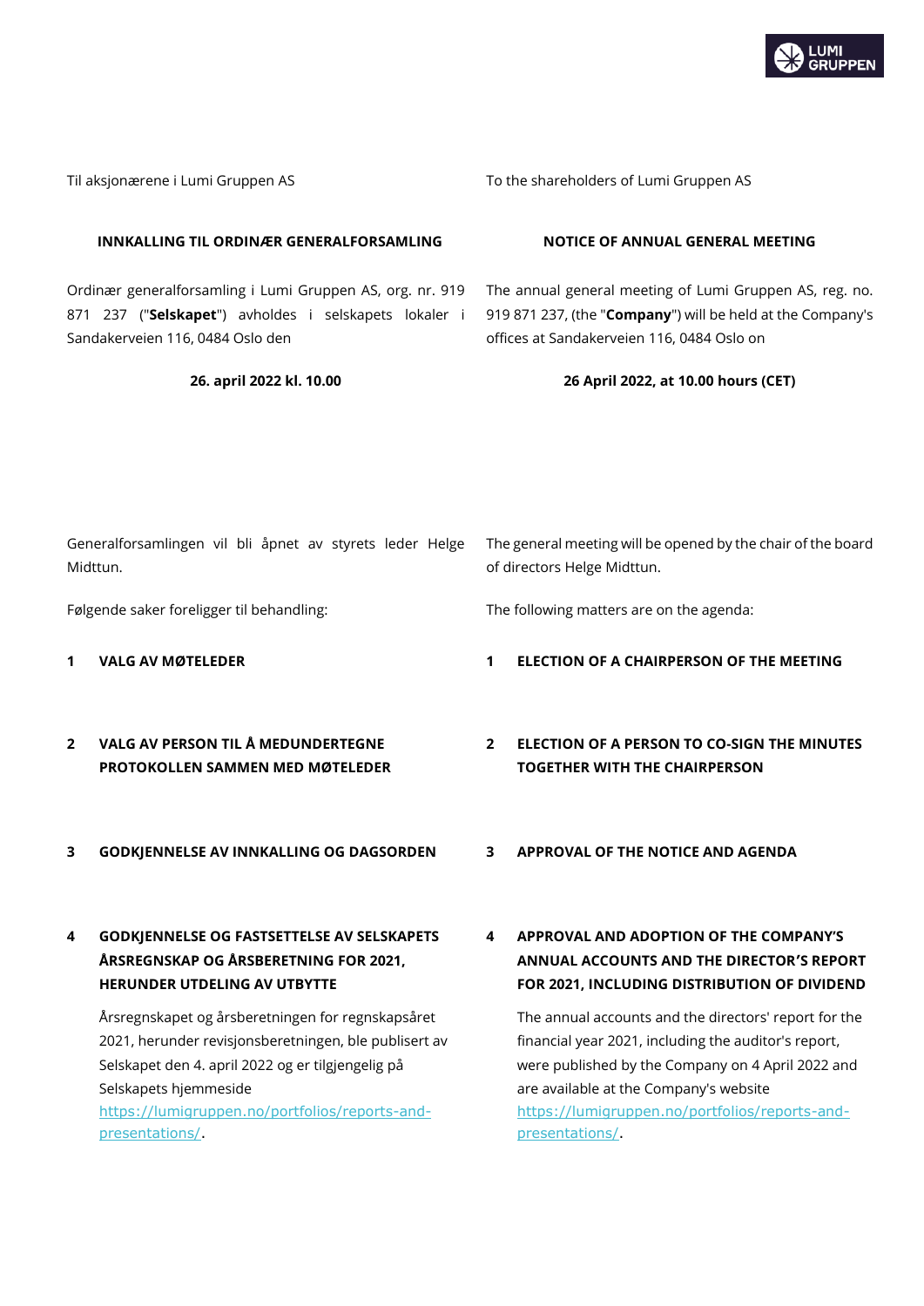Til aksjonærene i Lumi Gruppen AS

To the shareholders of Lumi Gruppen AS

## INNKALLING TIL ORDINÆR GENERALFORSAMLING

## NOTICE OF ANNUAL GENERAL MEETING

Ordinær generalforsamling i Lumi Gruppen AS, org. nr. 919 871 237 ("**Selskapet**") avholdes i selskapets lokaler i Sandakerveien 116, 0484 Oslo den

**26. april 2022 kl. 10.00**

The annual general meeting of Lumi Gruppen AS, reg. no. 919 871 237, (the "**Company**") will be held at the Company's offices at Sandakerveien 116, 0484 Oslo on

**26 April 2022, at 10.00 hours (CET)**

Generalforsamlingen vil bli åpnet av styrets leder Helge Midttun.

The general meeting will be opened by the chair of the board of directors Helge Midttun.

Følgende saker foreligger til behandling:

The following matters are on the agenda:

### 1 VALG AV MØTELEDER

### 1 ELECTION OF A CHAIRPERSON OF THE MEETING

### 2 VALG AV PERSON TIL Å MEDUNDERTEGNE PROTOKOLLEN SAMMEN MED MØTELEDER

### 2 ELECTION OF A PERSON TO CO-SIGN THE MINUTES TOGETHER WITH THE CHAIRPERSON

### 3 GODKJENNELSE AV INNKALLING OG DAGSORDEN

### 3 APPROVAL OF THE NOTICE AND AGENDA

### 4 GODKJENNELSE OG FASTSETTELSE AV SELSKAPETS ÅRSREGNSKAP OG ÅRSBERETNING FOR 2021, HERUNDER UTDELING AV UTBYTTE

Årsregnskapet og årsberetningen for regnskapsåret 2021, herunder revisjonsberetningen, ble publisert av Selskapet den 4. april 2022 og er tilgjengelig på Selskapets hjemmeside https://lumigruppen.no/portfolios/reports-and-presentations/.

### 4 APPROVAL AND ADOPTION OF THE COMPANY'S ANNUAL ACCOUNTS AND THE DIRECTOR'S REPORT FOR 2021, INCLUDING DISTRIBUTION OF DIVIDEND

The annual accounts and the directors' report for the financial year 2021, including the auditor's report, were published by the Company on 4 April 2022 and are available at the Company's website https://lumigruppen.no/portfolios/reports-and-presentations/.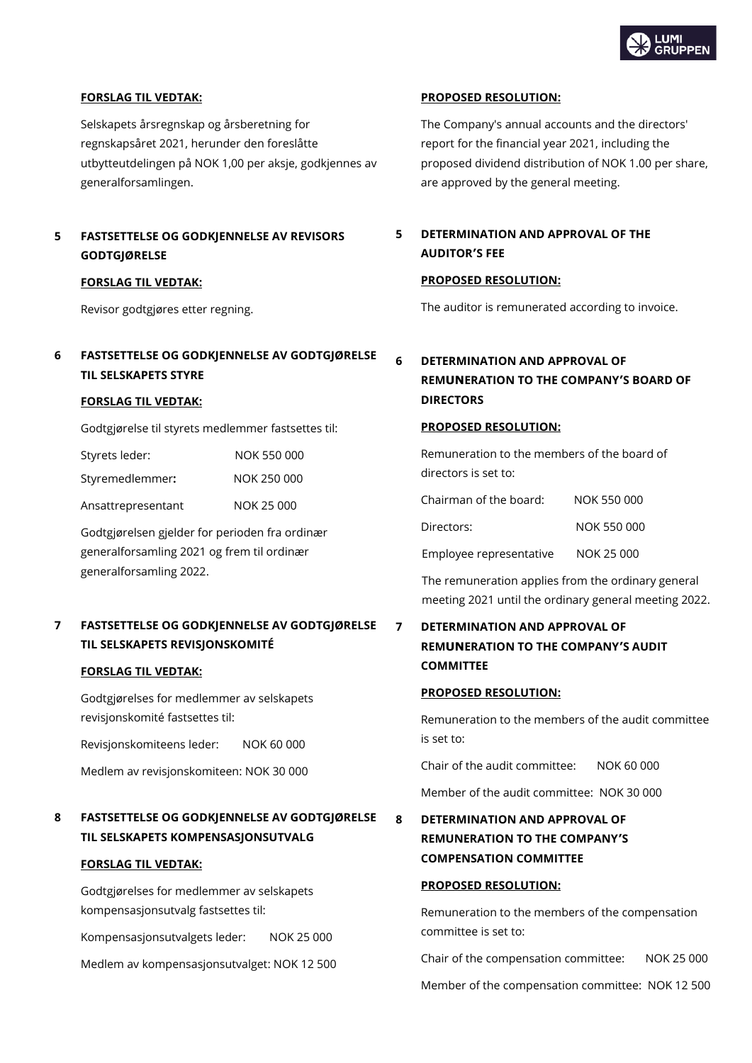**FORSLAG TIL VEDTAK:**

Selskapets årsregnskap og årsberetning for regnskapsåret 2021, herunder den foreslåtte utbytteutdelingen på NOK 1,00 per aksje, godkjennes av generalforsamlingen.

**PROPOSED RESOLUTION:**

The Company's annual accounts and the directors' report for the financial year 2021, including the proposed dividend distribution of NOK 1.00 per share, are approved by the general meeting.

## 5 FASTSETTELSE OG GODKJENNELSE AV REVISORS GODTGJØRELSE

**FORSLAG TIL VEDTAK:**

Revisor godtgjøres etter regning.

## 5 DETERMINATION AND APPROVAL OF THE AUDITOR'S FEE

**PROPOSED RESOLUTION:**

The auditor is remunerated according to invoice.

## 6 FASTSETTELSE OG GODKJENNELSE AV GODTGJØRELSE TIL SELSKAPETS STYRE

**FORSLAG TIL VEDTAK:**

Godtgjørelse til styrets medlemmer fastsettes til:

| | |
|---|---|
| Styrets leder: | NOK 550 000 |
| Styremedlemmer**:** | NOK 250 000 |
| Ansattrepresentant | NOK 25 000 |

Godtgjørelsen gjelder for perioden fra ordinær generalforsamling 2021 og frem til ordinær generalforsamling 2022.

## 6 DETERMINATION AND APPROVAL OF REMUNERATION TO THE COMPANY'S BOARD OF DIRECTORS

**PROPOSED RESOLUTION:**

Remuneration to the members of the board of directors is set to:

| | |
|---|---|
| Chairman of the board: | NOK 550 000 |
| Directors: | NOK 550 000 |
| Employee representative | NOK 25 000 |

The remuneration applies from the ordinary general meeting 2021 until the ordinary general meeting 2022.

## 7 FASTSETTELSE OG GODKJENNELSE AV GODTGJØRELSE TIL SELSKAPETS REVISJONSKOMITÉ

**FORSLAG TIL VEDTAK:**

Godtgjørelses for medlemmer av selskapets revisjonskomité fastsettes til:

Revisjonskomiteens leder: NOK 60 000

Medlem av revisjonskomiteen: NOK 30 000

## 7 DETERMINATION AND APPROVAL OF REMUNERATION TO THE COMPANY'S AUDIT COMMITTEE

**PROPOSED RESOLUTION:**

Remuneration to the members of the audit committee is set to:

Chair of the audit committee: NOK 60 000

Member of the audit committee: NOK 30 000

## 8 FASTSETTELSE OG GODKJENNELSE AV GODTGJØRELSE TIL SELSKAPETS KOMPENSASJONSUTVALG

**FORSLAG TIL VEDTAK:**

Godtgjørelses for medlemmer av selskapets kompensasjonsutvalg fastsettes til:

Kompensasjonsutvalgets leder: NOK 25 000

Medlem av kompensasjonsutvalget: NOK 12 500

## 8 DETERMINATION AND APPROVAL OF REMUNERATION TO THE COMPANY'S COMPENSATION COMMITTEE

**PROPOSED RESOLUTION:**

Remuneration to the members of the compensation committee is set to:

Chair of the compensation committee: NOK 25 000

Member of the compensation committee: NOK 12 500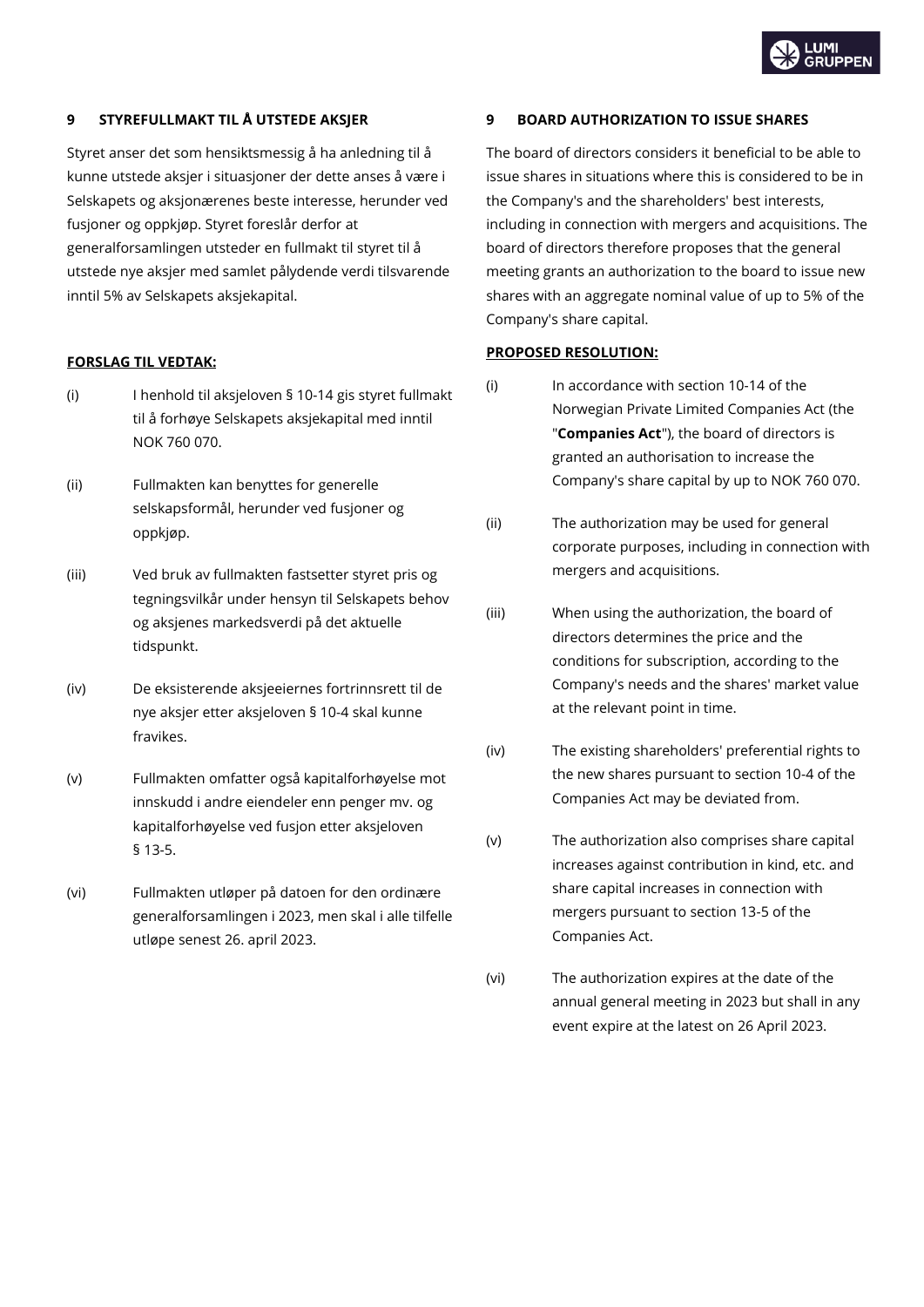## 9 STYREFULLMAKT TIL Å UTSTEDE AKSJER

Styret anser det som hensiktsmessig å ha anledning til å kunne utstede aksjer i situasjoner der dette anses å være i Selskapets og aksjonærenes beste interesse, herunder ved fusjoner og oppkjøp. Styret foreslår derfor at generalforsamlingen utsteder en fullmakt til styret til å utstede nye aksjer med samlet pålydende verdi tilsvarende inntil 5% av Selskapets aksjekapital.

**FORSLAG TIL VEDTAK:**

(i) I henhold til aksjeloven § 10-14 gis styret fullmakt til å forhøye Selskapets aksjekapital med inntil NOK 760 070.

(ii) Fullmakten kan benyttes for generelle selskapsformål, herunder ved fusjoner og oppkjøp.

(iii) Ved bruk av fullmakten fastsetter styret pris og tegningsvilkår under hensyn til Selskapets behov og aksjenes markedsverdi på det aktuelle tidspunkt.

(iv) De eksisterende aksjeeiernes fortrinnsrett til de nye aksjer etter aksjeloven § 10-4 skal kunne fravikes.

(v) Fullmakten omfatter også kapitalforhøyelse mot innskudd i andre eiendeler enn penger mv. og kapitalforhøyelse ved fusjon etter aksjeloven § 13-5.

(vi) Fullmakten utløper på datoen for den ordinære generalforsamlingen i 2023, men skal i alle tilfelle utløpe senest 26. april 2023.

## 9 BOARD AUTHORIZATION TO ISSUE SHARES

The board of directors considers it beneficial to be able to issue shares in situations where this is considered to be in the Company's and the shareholders' best interests, including in connection with mergers and acquisitions. The board of directors therefore proposes that the general meeting grants an authorization to the board to issue new shares with an aggregate nominal value of up to 5% of the Company's share capital.

**PROPOSED RESOLUTION:**

(i) In accordance with section 10-14 of the Norwegian Private Limited Companies Act (the "**Companies Act**"), the board of directors is granted an authorisation to increase the Company's share capital by up to NOK 760 070.

(ii) The authorization may be used for general corporate purposes, including in connection with mergers and acquisitions.

(iii) When using the authorization, the board of directors determines the price and the conditions for subscription, according to the Company's needs and the shares' market value at the relevant point in time.

(iv) The existing shareholders' preferential rights to the new shares pursuant to section 10-4 of the Companies Act may be deviated from.

(v) The authorization also comprises share capital increases against contribution in kind, etc. and share capital increases in connection with mergers pursuant to section 13-5 of the Companies Act.

(vi) The authorization expires at the date of the annual general meeting in 2023 but shall in any event expire at the latest on 26 April 2023.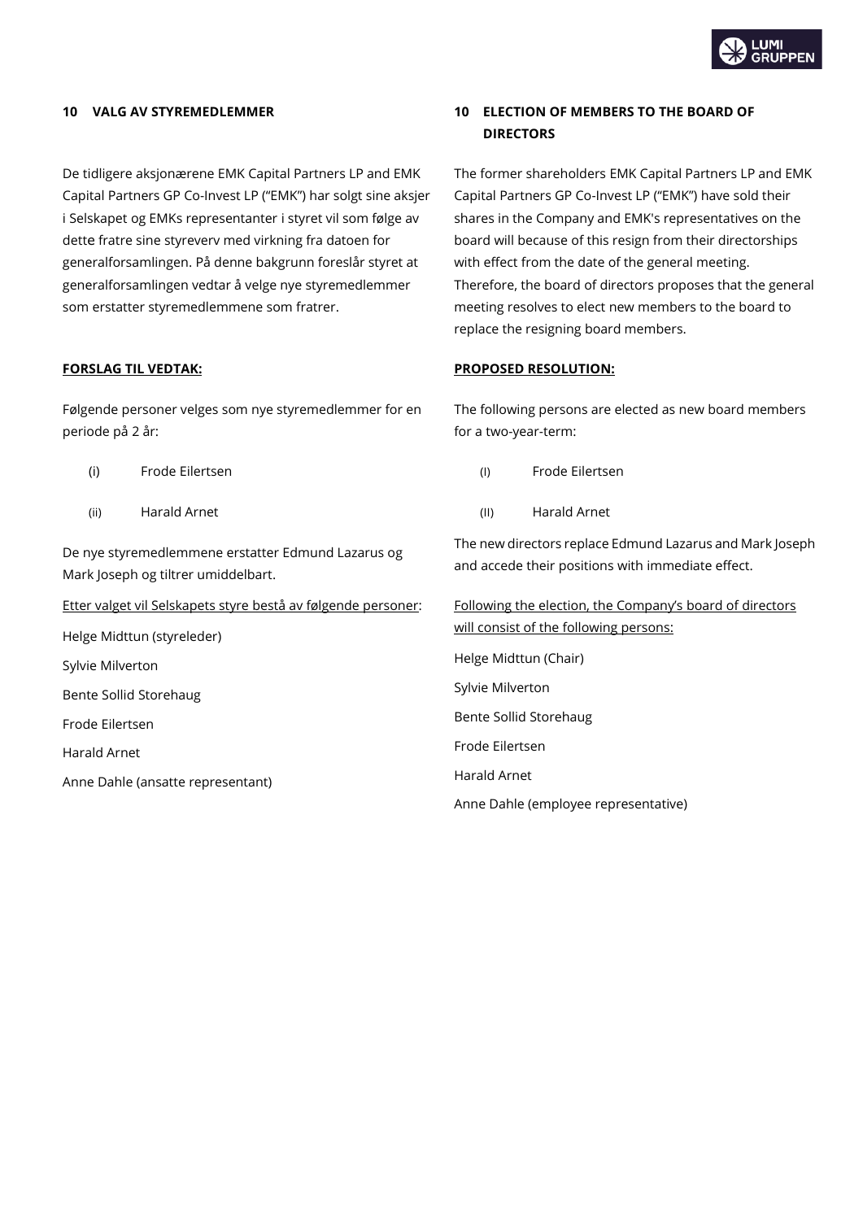**10 VALG AV STYREMEDLEMMER**

De tidligere aksjonærene EMK Capital Partners LP and EMK Capital Partners GP Co-Invest LP ("EMK") har solgt sine aksjer i Selskapet og EMKs representanter i styret vil som følge av dette fratre sine styreverv med virkning fra datoen for generalforsamlingen. På denne bakgrunn foreslår styret at generalforsamlingen vedtar å velge nye styremedlemmer som erstatter styremedlemmene som fratrer.

**FORSLAG TIL VEDTAK:**

Følgende personer velges som nye styremedlemmer for en periode på 2 år:

(i) Frode Eilertsen

(ii) Harald Arnet

De nye styremedlemmene erstatter Edmund Lazarus og Mark Joseph og tiltrer umiddelbart.

Etter valget vil Selskapets styre bestå av følgende personer:

Helge Midttun (styreleder)

Sylvie Milverton

Bente Sollid Storehaug

Frode Eilertsen

Harald Arnet

Anne Dahle (ansatte representant)

**10 ELECTION OF MEMBERS TO THE BOARD OF DIRECTORS**

The former shareholders EMK Capital Partners LP and EMK Capital Partners GP Co-Invest LP ("EMK") have sold their shares in the Company and EMK's representatives on the board will because of this resign from their directorships with effect from the date of the general meeting. Therefore, the board of directors proposes that the general meeting resolves to elect new members to the board to replace the resigning board members.

**PROPOSED RESOLUTION:**

The following persons are elected as new board members for a two-year-term:

(I) Frode Eilertsen

(II) Harald Arnet

The new directors replace Edmund Lazarus and Mark Joseph and accede their positions with immediate effect.

Following the election, the Company's board of directors will consist of the following persons:

Helge Midttun (Chair)

Sylvie Milverton

Bente Sollid Storehaug

Frode Eilertsen

Harald Arnet

Anne Dahle (employee representative)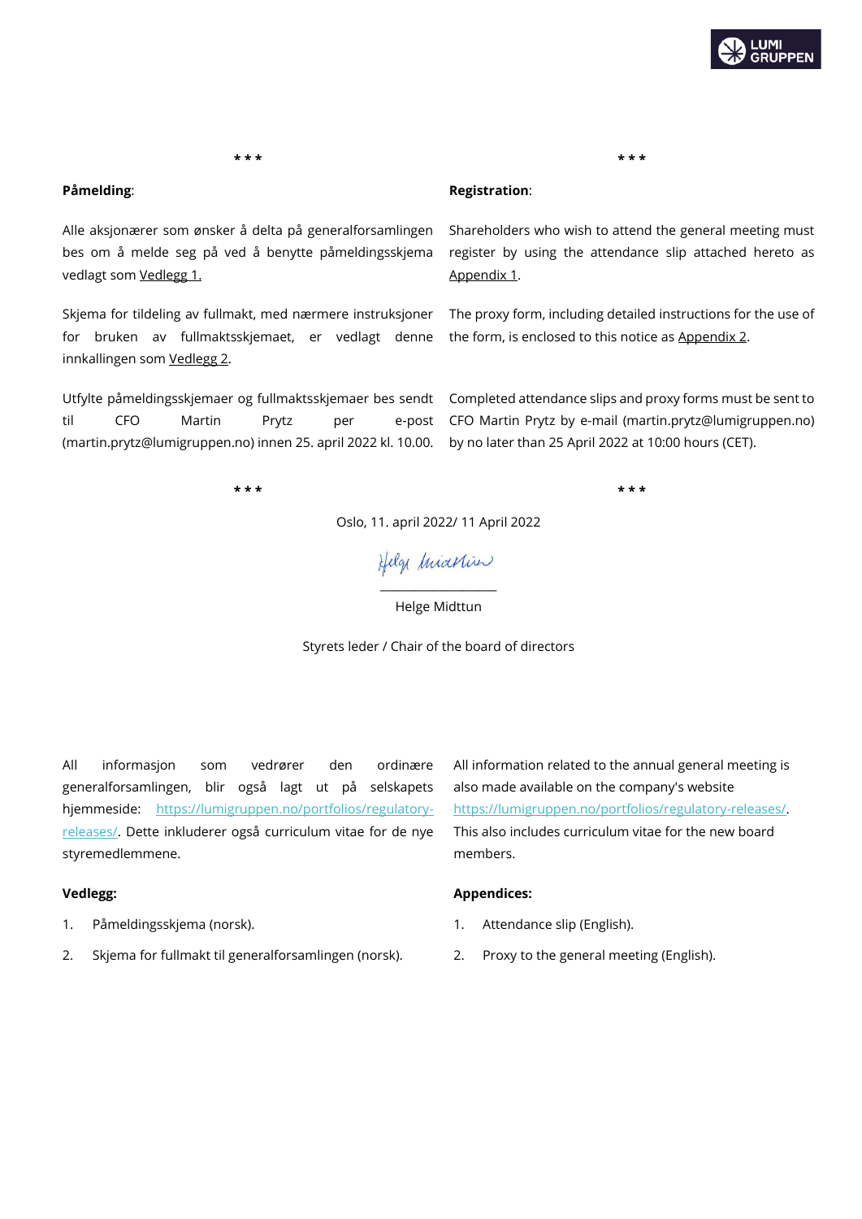\* \* \*

**Påmelding**:

Alle aksjonærer som ønsker å delta på generalforsamlingen bes om å melde seg på ved å benytte påmeldingsskjema vedlagt som Vedlegg 1.

Skjema for tildeling av fullmakt, med nærmere instruksjoner for bruken av fullmaktsskjemaet, er vedlagt denne innkallingen som Vedlegg 2.

Utfylte påmeldingsskjemaer og fullmaktsskjemaer bes sendt til CFO Martin Prytz per e-post (martin.prytz@lumigruppen.no) innen 25. april 2022 kl. 10.00.

\* \* \*

**Registration**:

Shareholders who wish to attend the general meeting must register by using the attendance slip attached hereto as Appendix 1.

The proxy form, including detailed instructions for the use of the form, is enclosed to this notice as Appendix 2.

Completed attendance slips and proxy forms must be sent to CFO Martin Prytz by e-mail (martin.prytz@lumigruppen.no) by no later than 25 April 2022 at 10:00 hours (CET).

\* \* \*

Oslo, 11. april 2022/ 11 April 2022

_____________________

Helge Midttun

Styrets leder / Chair of the board of directors

All informasjon som vedrører den ordinære generalforsamlingen, blir også lagt ut på selskapets hjemmeside: https://lumigruppen.no/portfolios/regulatory-releases/. Dette inkluderer også curriculum vitae for de nye styremedlemmene.

All information related to the annual general meeting is also made available on the company's website https://lumigruppen.no/portfolios/regulatory-releases/. This also includes curriculum vitae for the new board members.

**Vedlegg:**

1. Påmeldingsskjema (norsk).
2. Skjema for fullmakt til generalforsamlingen (norsk).

**Appendices:**

1. Attendance slip (English).
2. Proxy to the general meeting (English).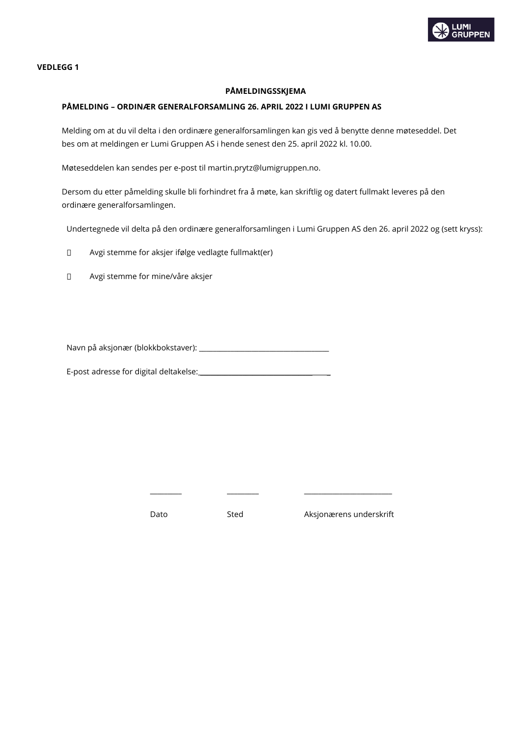**VEDLEGG 1**

## PÅMELDINGSSKJEMA

### PÅMELDING – ORDINÆR GENERALFORSAMLING 26. APRIL 2022 I LUMI GRUPPEN AS

Melding om at du vil delta i den ordinære generalforsamlingen kan gis ved å benytte denne møteseddel. Det bes om at meldingen er Lumi Gruppen AS i hende senest den 25. april 2022 kl. 10.00.

Møteseddelen kan sendes per e-post til martin.prytz@lumigruppen.no.

Dersom du etter påmelding skulle bli forhindret fra å møte, kan skriftlig og datert fullmakt leveres på den ordinære generalforsamlingen.

Undertegnede vil delta på den ordinære generalforsamlingen i Lumi Gruppen AS den 26. april 2022 og (sett kryss):

- ☐ Avgi stemme for aksjer ifølge vedlagte fullmakt(er)
- ☐ Avgi stemme for mine/våre aksjer

Navn på aksjonær (blokkbokstaver): ____________________________________

E-post adresse for digital deltakelse: ____________________________________

| _________ | _________ | _________________________ |
|---|---|---|
| Dato | Sted | Aksjonærens underskrift |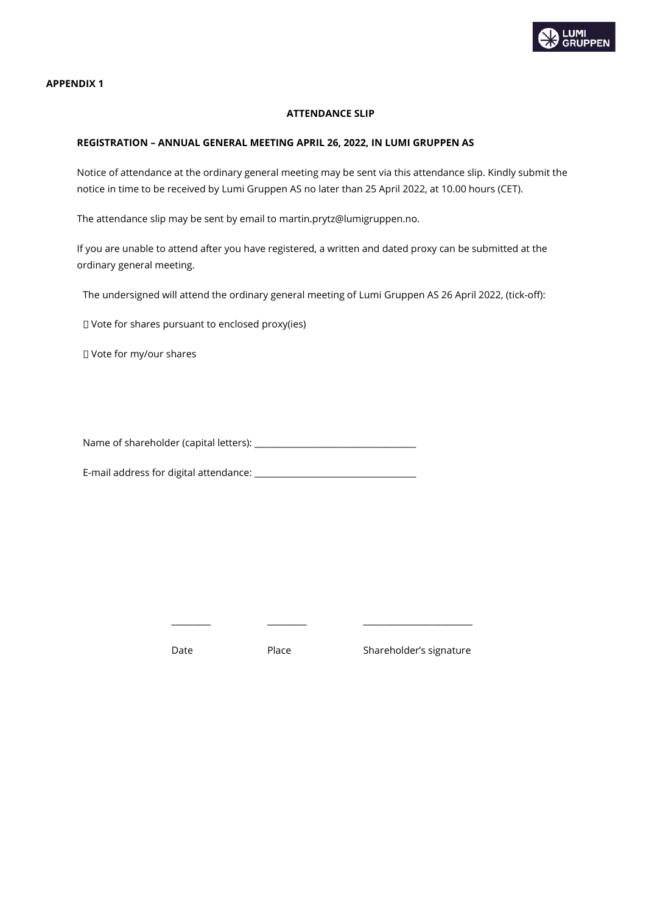**APPENDIX 1**

**ATTENDANCE SLIP**

**REGISTRATION – ANNUAL GENERAL MEETING APRIL 26, 2022, IN LUMI GRUPPEN AS**

Notice of attendance at the ordinary general meeting may be sent via this attendance slip. Kindly submit the notice in time to be received by Lumi Gruppen AS no later than 25 April 2022, at 10.00 hours (CET).

The attendance slip may be sent by email to martin.prytz@lumigruppen.no.

If you are unable to attend after you have registered, a written and dated proxy can be submitted at the ordinary general meeting.

The undersigned will attend the ordinary general meeting of Lumi Gruppen AS 26 April 2022, (tick-off):

☐ Vote for shares pursuant to enclosed proxy(ies)

☐ Vote for my/our shares

Name of shareholder (capital letters): ___________________________________

E-mail address for digital attendance: ___________________________________

________ ________ _______________________

Date Place Shareholder's signature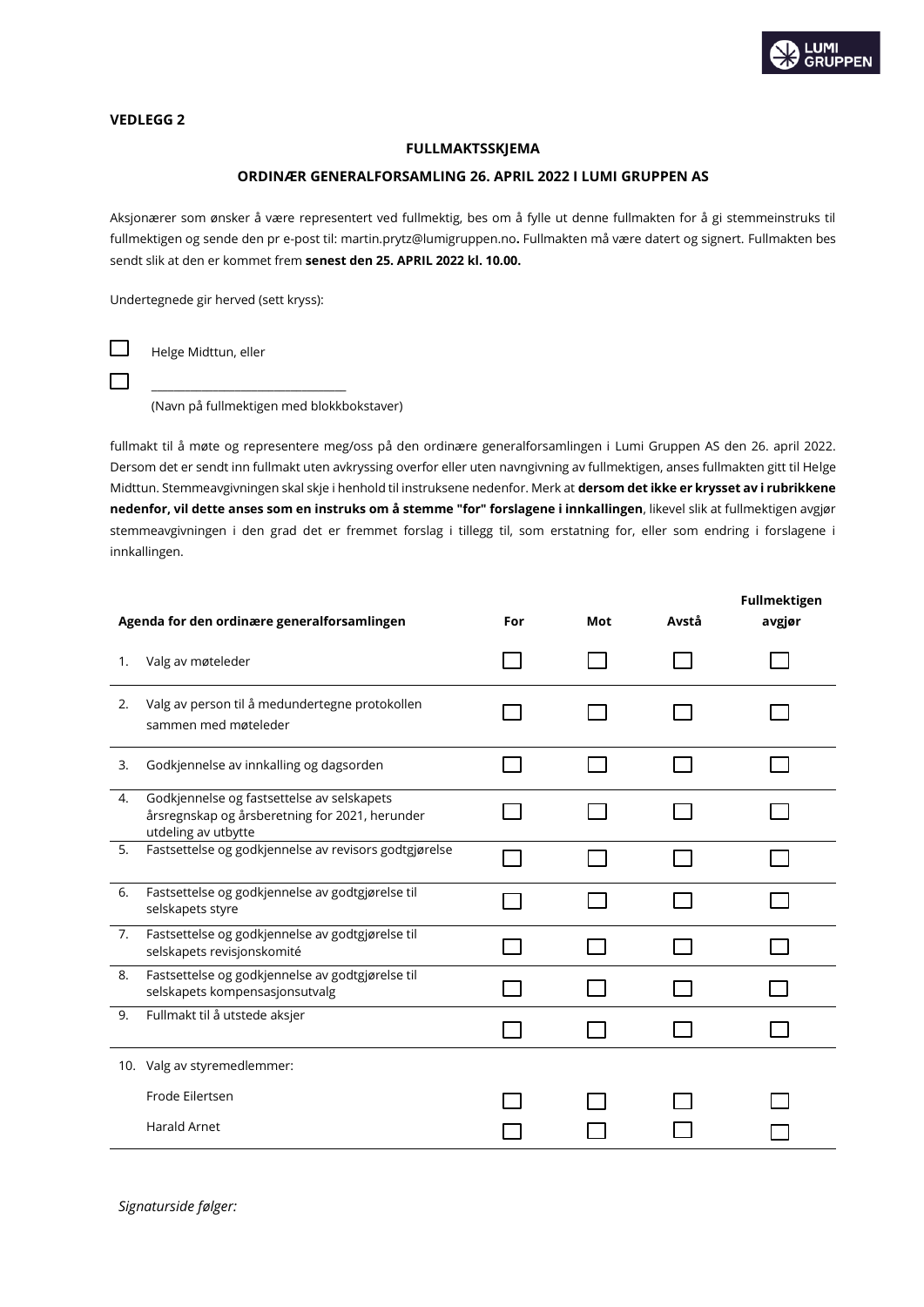**VEDLEGG 2**

**FULLMAKTSSKJEMA**

**ORDINÆR GENERALFORSAMLING 26. APRIL 2022 I LUMI GRUPPEN AS**

Aksjonærer som ønsker å være representert ved fullmektig, bes om å fylle ut denne fullmakten for å gi stemmeinstruks til fullmektigen og sende den pr e-post til: martin.prytz@lumigruppen.no**.** Fullmakten må være datert og signert. Fullmakten bes sendt slik at den er kommet frem **senest den 25. APRIL 2022 kl. 10.00.**

Undertegnede gir herved (sett kryss):

☐ Helge Midttun, eller

☐ \_\_\_\_\_\_\_\_\_\_\_\_\_\_\_\_\_\_\_\_\_\_\_\_\_\_\_\_\_\_\_\_
(Navn på fullmektigen med blokkbokstaver)

fullmakt til å møte og representere meg/oss på den ordinære generalforsamlingen i Lumi Gruppen AS den 26. april 2022. Dersom det er sendt inn fullmakt uten avkryssing overfor eller uten navngivning av fullmektigen, anses fullmakten gitt til Helge Midttun. Stemmeavgivningen skal skje i henhold til instruksene nedenfor. Merk at **dersom det ikke er krysset av i rubrikkene nedenfor, vil dette anses som en instruks om å stemme "for" forslagene i innkallingen**, likevel slik at fullmektigen avgjør stemmeavgivningen i den grad det er fremmet forslag i tillegg til, som erstatning for, eller som endring i forslagene i innkallingen.

| | Agenda for den ordinære generalforsamlingen | For | Mot | Avstå | Fullmektigen avgjør |
|---|---|---|---|---|---|
| 1. | Valg av møteleder | ☐ | ☐ | ☐ | ☐ |
| 2. | Valg av person til å medundertegne protokollen sammen med møteleder | ☐ | ☐ | ☐ | ☐ |
| 3. | Godkjennelse av innkalling og dagsorden | ☐ | ☐ | ☐ | ☐ |
| 4. | Godkjennelse og fastsettelse av selskapets årsregnskap og årsberetning for 2021, herunder utdeling av utbytte | ☐ | ☐ | ☐ | ☐ |
| 5. | Fastsettelse og godkjennelse av revisors godtgjørelse | ☐ | ☐ | ☐ | ☐ |
| 6. | Fastsettelse og godkjennelse av godtgjørelse til selskapets styre | ☐ | ☐ | ☐ | ☐ |
| 7. | Fastsettelse og godkjennelse av godtgjørelse til selskapets revisjonskomité | ☐ | ☐ | ☐ | ☐ |
| 8. | Fastsettelse og godkjennelse av godtgjørelse til selskapets kompensasjonsutvalg | ☐ | ☐ | ☐ | ☐ |
| 9. | Fullmakt til å utstede aksjer | ☐ | ☐ | ☐ | ☐ |
| 10. | Valg av styremedlemmer: | | | | |
| | Frode Eilertsen | ☐ | ☐ | ☐ | ☐ |
| | Harald Arnet | ☐ | ☐ | ☐ | ☐ |

*Signaturside følger:*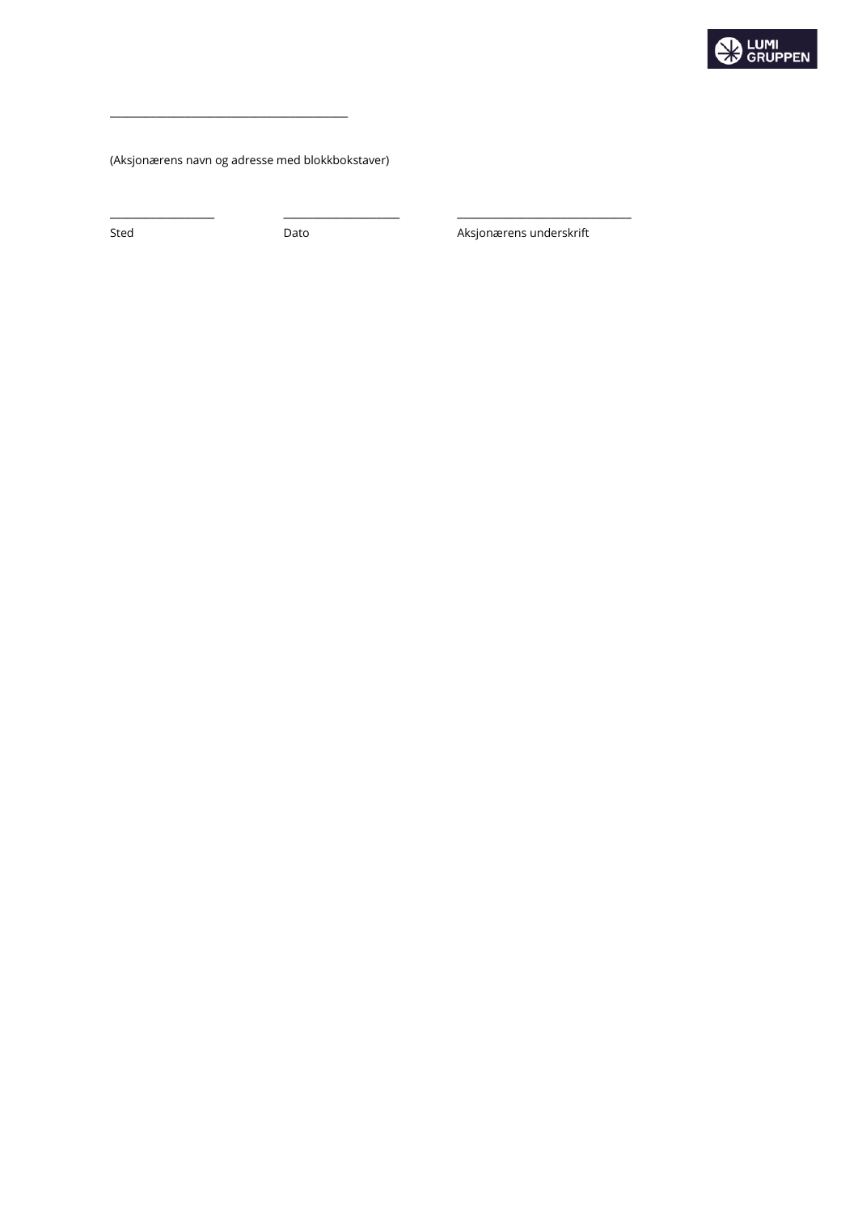\_\_\_\_\_\_\_\_\_\_\_\_\_\_\_\_\_\_\_\_\_\_\_\_\_\_\_\_\_\_\_\_\_\_\_\_\_\_\_\_\_\_\_\_

(Aksjonærens navn og adresse med blokkbokstaver)

| \_\_\_\_\_\_\_\_\_\_\_\_\_\_\_\_\_\_\_\_ | \_\_\_\_\_\_\_\_\_\_\_\_\_\_\_\_\_\_\_\_\_\_ | \_\_\_\_\_\_\_\_\_\_\_\_\_\_\_\_\_\_\_\_\_\_\_\_\_\_\_\_\_\_\_\_\_ |
|---|---|---|
| Sted | Dato | Aksjonærens underskrift |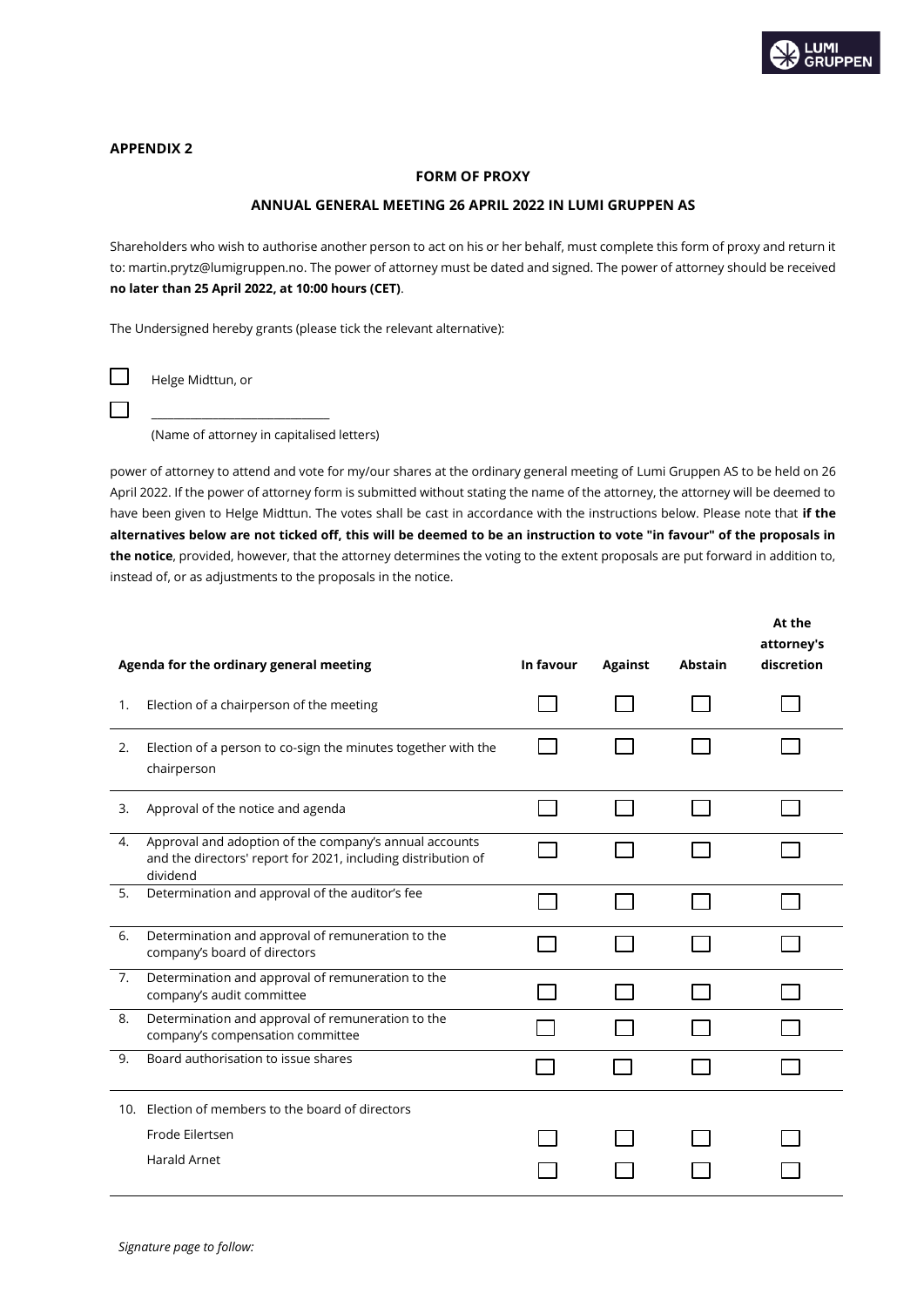**APPENDIX 2**

**FORM OF PROXY**

**ANNUAL GENERAL MEETING 26 APRIL 2022 IN LUMI GRUPPEN AS**

Shareholders who wish to authorise another person to act on his or her behalf, must complete this form of proxy and return it to: martin.prytz@lumigruppen.no. The power of attorney must be dated and signed. The power of attorney should be received **no later than 25 April 2022, at 10:00 hours (CET)**.

The Undersigned hereby grants (please tick the relevant alternative):

☐ Helge Midttun, or

☐ ______________________________
(Name of attorney in capitalised letters)

power of attorney to attend and vote for my/our shares at the ordinary general meeting of Lumi Gruppen AS to be held on 26 April 2022. If the power of attorney form is submitted without stating the name of the attorney, the attorney will be deemed to have been given to Helge Midttun. The votes shall be cast in accordance with the instructions below. Please note that **if the alternatives below are not ticked off, this will be deemed to be an instruction to vote "in favour" of the proposals in the notice**, provided, however, that the attorney determines the voting to the extent proposals are put forward in addition to, instead of, or as adjustments to the proposals in the notice.

| Agenda for the ordinary general meeting | In favour | Against | Abstain | At the attorney's discretion |
|---|---|---|---|---|
| 1. Election of a chairperson of the meeting | ☐ | ☐ | ☐ | ☐ |
| 2. Election of a person to co-sign the minutes together with the chairperson | ☐ | ☐ | ☐ | ☐ |
| 3. Approval of the notice and agenda | ☐ | ☐ | ☐ | ☐ |
| 4. Approval and adoption of the company's annual accounts and the directors' report for 2021, including distribution of dividend | ☐ | ☐ | ☐ | ☐ |
| 5. Determination and approval of the auditor's fee | ☐ | ☐ | ☐ | ☐ |
| 6. Determination and approval of remuneration to the company's board of directors | ☐ | ☐ | ☐ | ☐ |
| 7. Determination and approval of remuneration to the company's audit committee | ☐ | ☐ | ☐ | ☐ |
| 8. Determination and approval of remuneration to the company's compensation committee | ☐ | ☐ | ☐ | ☐ |
| 9. Board authorisation to issue shares | ☐ | ☐ | ☐ | ☐ |
| 10. Election of members to the board of directors | | | | |
| Frode Eilertsen | ☐ | ☐ | ☐ | ☐ |
| Harald Arnet | ☐ | ☐ | ☐ | ☐ |

*Signature page to follow:*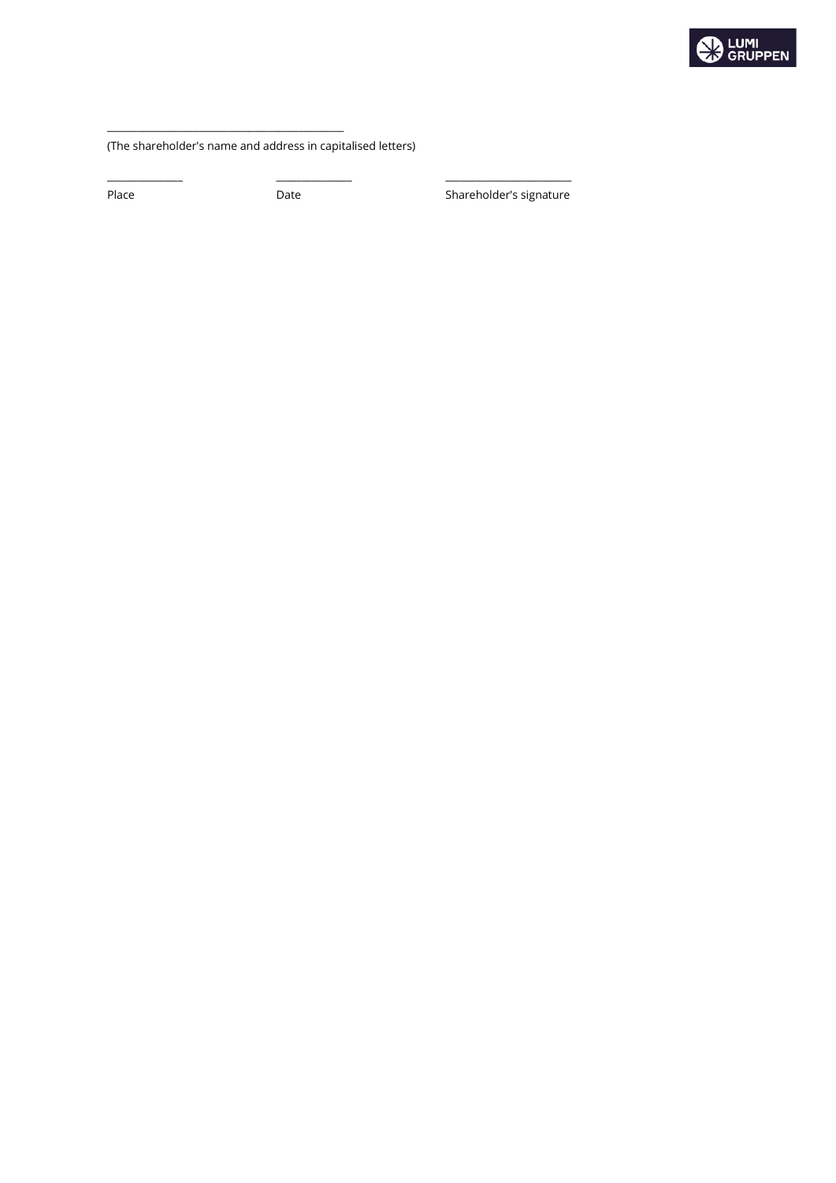_____________________________________________

(The shareholder's name and address in capitalised letters)

| | | |
|---|---|---|
| _______________ | _______________ | _________________________ |
| Place | Date | Shareholder's signature |